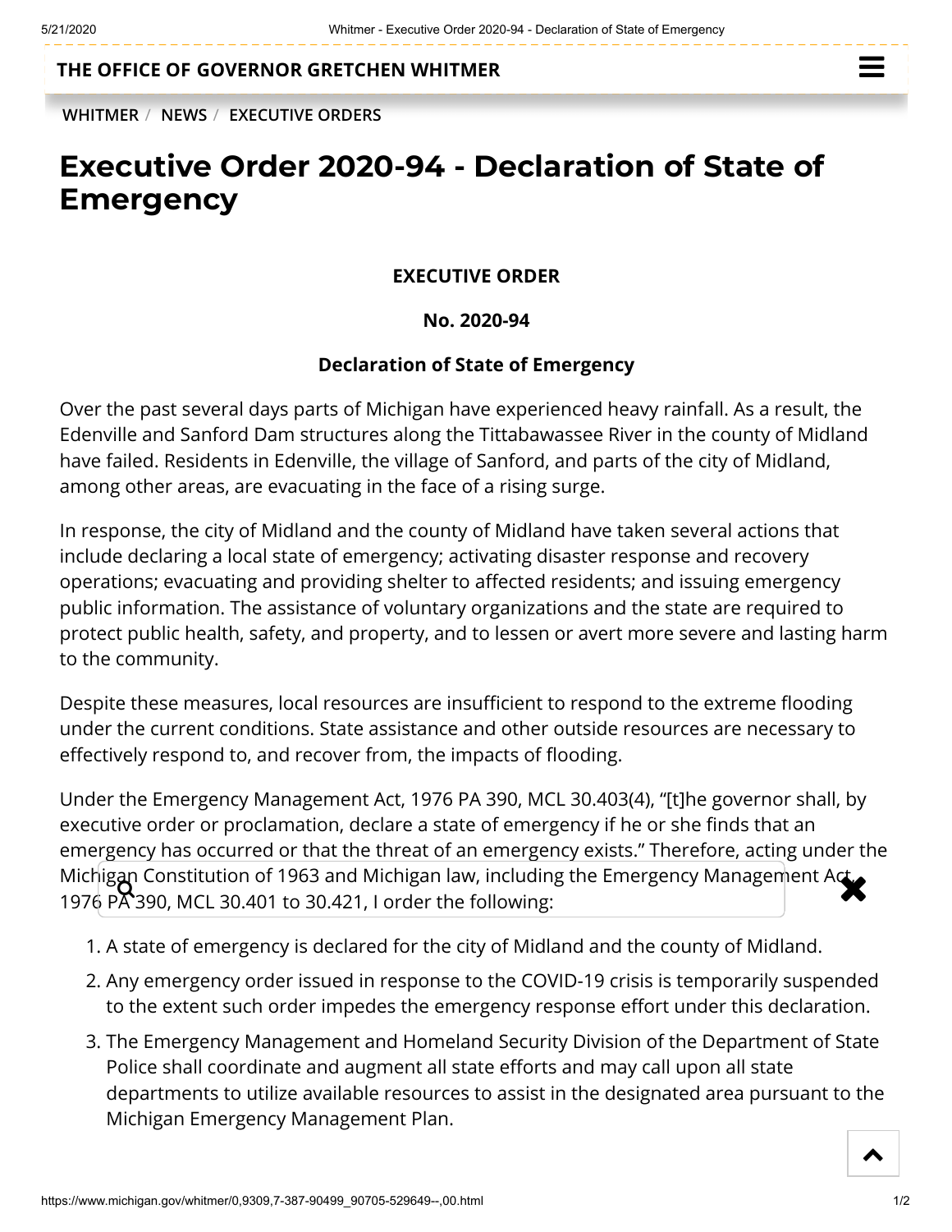THE OFFICE OF GOVERNOR GRETCHEN WHITMER

WHITMER / NEWS / EXECUTIVE ORDERS

# Executive Order 2020-94 - Declaration of State of Emergency

**EXECUTIVE ORDER**

**No. 2020-94**

**Declaration of State of Emergency**

Over the past several days parts of Michigan have experienced heavy rainfall. As a result, the Edenville and Sanford Dam structures along the Tittabawassee River in the county of Midland have failed. Residents in Edenville, the village of Sanford, and parts of the city of Midland, among other areas, are evacuating in the face of a rising surge.

In response, the city of Midland and the county of Midland have taken several actions that include declaring a local state of emergency; activating disaster response and recovery operations; evacuating and providing shelter to affected residents; and issuing emergency public information. The assistance of voluntary organizations and the state are required to protect public health, safety, and property, and to lessen or avert more severe and lasting harm to the community.

Despite these measures, local resources are insufficient to respond to the extreme flooding under the current conditions. State assistance and other outside resources are necessary to effectively respond to, and recover from, the impacts of flooding.

Under the Emergency Management Act, 1976 PA 390, MCL 30.403(4), "[t]he governor shall, by executive order or proclamation, declare a state of emergency if he or she finds that an emergency has occurred or that the threat of an emergency exists." Therefore, acting under the Michigan Constitution of 1963 and Michigan law, including the Emergency Management Act, 1976 PA 390, MCL 30.401 to 30.421, I order the following:

1. A state of emergency is declared for the city of Midland and the county of Midland.
2. Any emergency order issued in response to the COVID-19 crisis is temporarily suspended to the extent such order impedes the emergency response effort under this declaration.
3. The Emergency Management and Homeland Security Division of the Department of State Police shall coordinate and augment all state efforts and may call upon all state departments to utilize available resources to assist in the designated area pursuant to the Michigan Emergency Management Plan.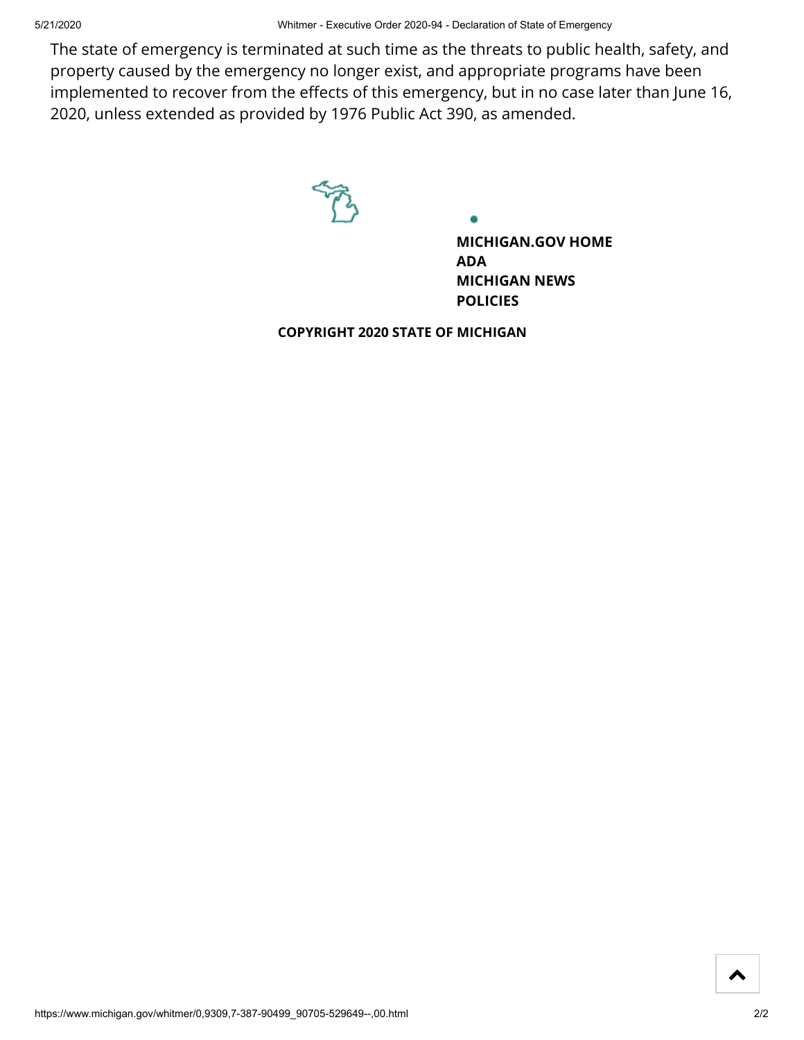The state of emergency is terminated at such time as the threats to public health, safety, and property caused by the emergency no longer exist, and appropriate programs have been implemented to recover from the effects of this emergency, but in no case later than June 16, 2020, unless extended as provided by 1976 Public Act 390, as amended.

**MICHIGAN.GOV HOME**
**ADA**
**MICHIGAN NEWS**
**POLICIES**

**COPYRIGHT 2020 STATE OF MICHIGAN**